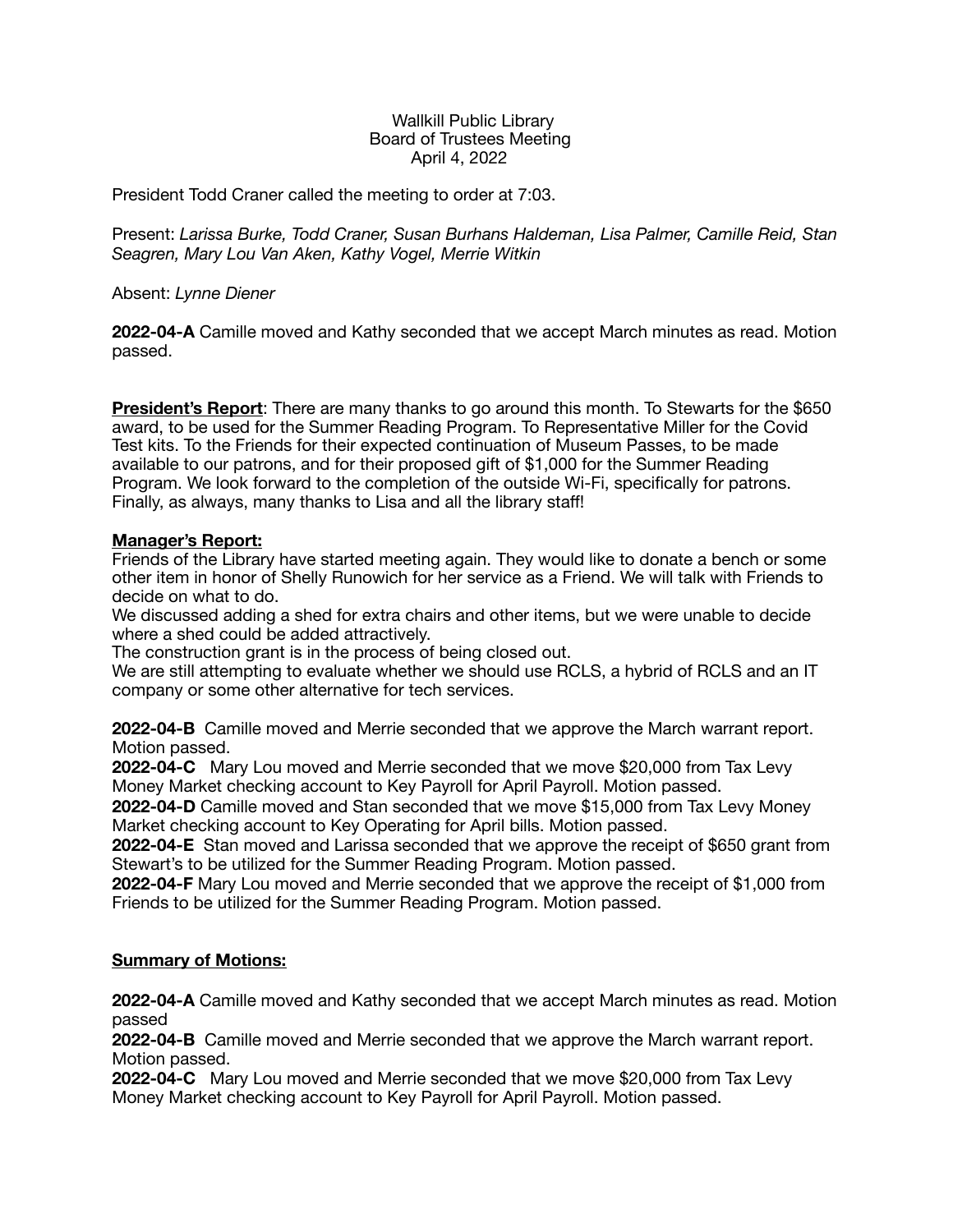Wallkill Public Library
Board of Trustees Meeting
April 4, 2022

President Todd Craner called the meeting to order at 7:03.

Present: *Larissa Burke, Todd Craner, Susan Burhans Haldeman, Lisa Palmer, Camille Reid, Stan Seagren, Mary Lou Van Aken, Kathy Vogel, Merrie Witkin*

Absent: *Lynne Diener*

**2022-04-A** Camille moved and Kathy seconded that we accept March minutes as read. Motion passed.

**President's Report**: There are many thanks to go around this month. To Stewarts for the $650 award, to be used for the Summer Reading Program. To Representative Miller for the Covid Test kits. To the Friends for their expected continuation of Museum Passes, to be made available to our patrons, and for their proposed gift of $1,000 for the Summer Reading Program. We look forward to the completion of the outside Wi-Fi, specifically for patrons. Finally, as always, many thanks to Lisa and all the library staff!

**Manager's Report:**

Friends of the Library have started meeting again. They would like to donate a bench or some other item in honor of Shelly Runowich for her service as a Friend. We will talk with Friends to decide on what to do.

We discussed adding a shed for extra chairs and other items, but we were unable to decide where a shed could be added attractively.

The construction grant is in the process of being closed out.

We are still attempting to evaluate whether we should use RCLS, a hybrid of RCLS and an IT company or some other alternative for tech services.

**2022-04-B** Camille moved and Merrie seconded that we approve the March warrant report. Motion passed.

**2022-04-C** Mary Lou moved and Merrie seconded that we move $20,000 from Tax Levy Money Market checking account to Key Payroll for April Payroll. Motion passed.

**2022-04-D** Camille moved and Stan seconded that we move $15,000 from Tax Levy Money Market checking account to Key Operating for April bills. Motion passed.

**2022-04-E** Stan moved and Larissa seconded that we approve the receipt of $650 grant from Stewart's to be utilized for the Summer Reading Program. Motion passed.

**2022-04-F** Mary Lou moved and Merrie seconded that we approve the receipt of $1,000 from Friends to be utilized for the Summer Reading Program. Motion passed.

**Summary of Motions:**

**2022-04-A** Camille moved and Kathy seconded that we accept March minutes as read. Motion passed

**2022-04-B** Camille moved and Merrie seconded that we approve the March warrant report. Motion passed.

**2022-04-C** Mary Lou moved and Merrie seconded that we move $20,000 from Tax Levy Money Market checking account to Key Payroll for April Payroll. Motion passed.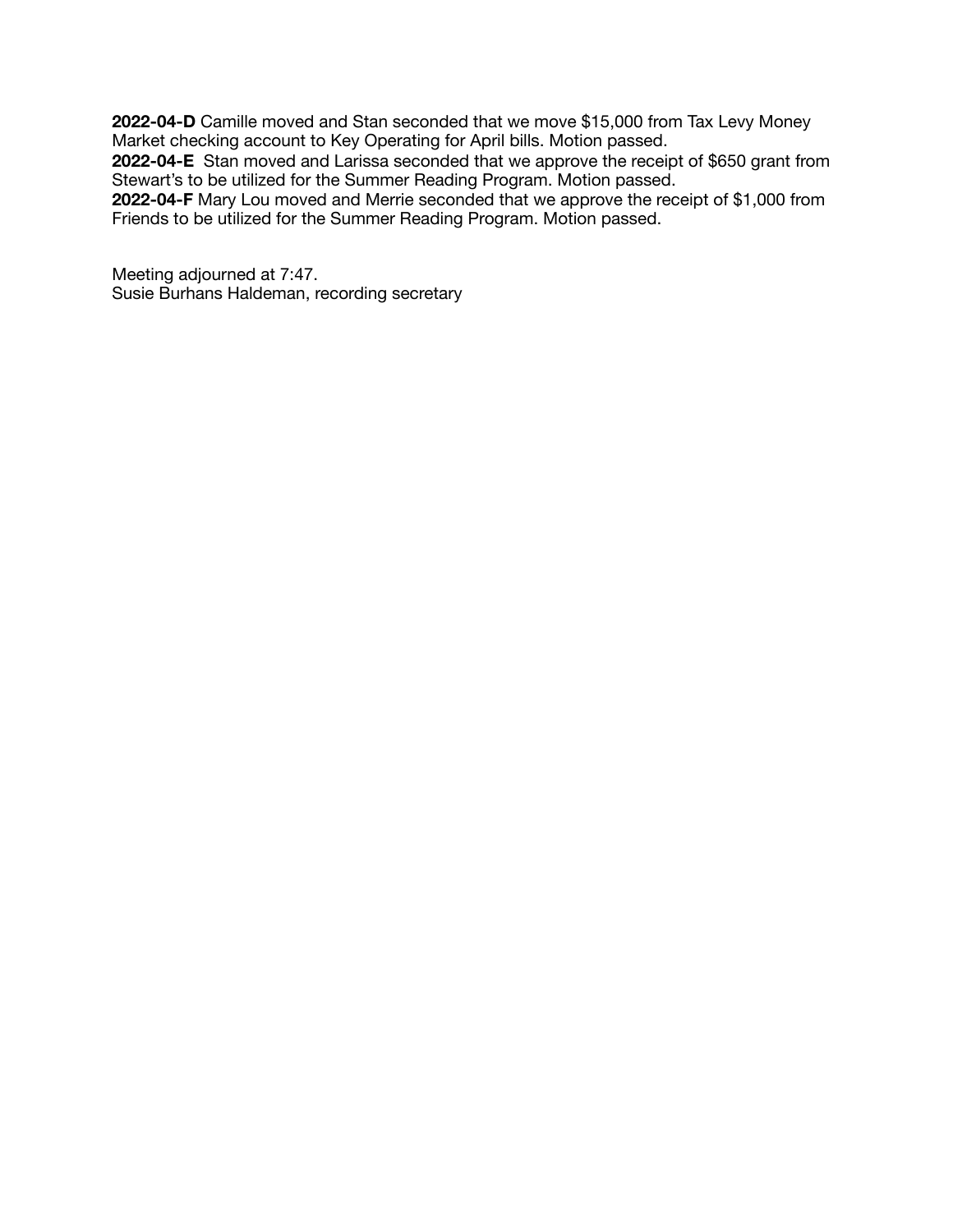**2022-04-D** Camille moved and Stan seconded that we move $15,000 from Tax Levy Money Market checking account to Key Operating for April bills. Motion passed.
**2022-04-E** Stan moved and Larissa seconded that we approve the receipt of $650 grant from Stewart's to be utilized for the Summer Reading Program. Motion passed.
**2022-04-F** Mary Lou moved and Merrie seconded that we approve the receipt of $1,000 from Friends to be utilized for the Summer Reading Program. Motion passed.

Meeting adjourned at 7:47.
Susie Burhans Haldeman, recording secretary